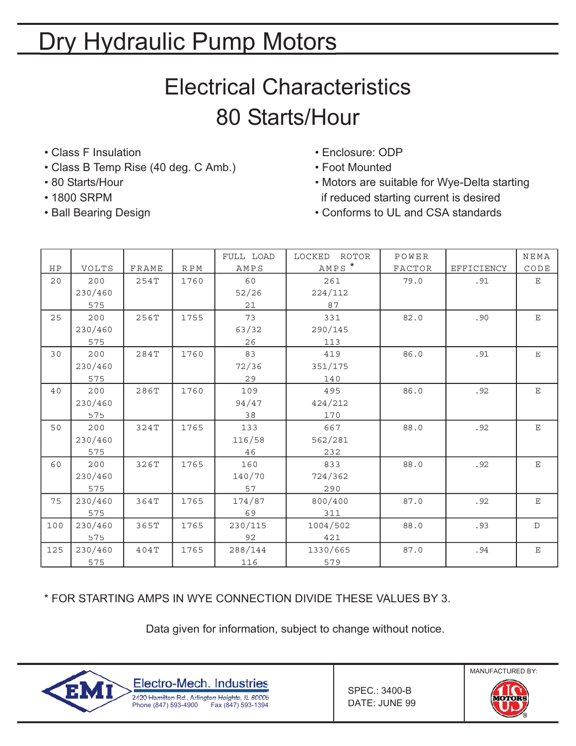# Dry Hydraulic Pump Motors

## Electrical Characteristics
## 80 Starts/Hour

- Class F Insulation
- Class B Temp Rise (40 deg. C Amb.)
- 80 Starts/Hour
- 1800 SRPM
- Ball Bearing Design
- Enclosure: ODP
- Foot Mounted
- Motors are suitable for Wye-Delta starting if reduced starting current is desired
- Conforms to UL and CSA standards

| HP | VOLTS | FRAME | RPM | FULL LOAD AMPS | LOCKED ROTOR AMPS * | POWER FACTOR | EFFICIENCY | NEMA CODE |
|---|---|---|---|---|---|---|---|---|
| 20 | 200<br>230/460<br>575 | 254T | 1760 | 60<br>52/26<br>21 | 261<br>224/112<br>87 | 79.0 | .91 | E |
| 25 | 200<br>230/460<br>575 | 256T | 1755 | 73<br>63/32<br>26 | 331<br>290/145<br>113 | 82.0 | .90 | E |
| 30 | 200<br>230/460<br>575 | 284T | 1760 | 83<br>72/36<br>29 | 419<br>351/175<br>140 | 86.0 | .91 | E |
| 40 | 200<br>230/460<br>575 | 286T | 1760 | 109<br>94/47<br>38 | 495<br>424/212<br>170 | 86.0 | .92 | E |
| 50 | 200<br>230/460<br>575 | 324T | 1765 | 133<br>116/58<br>46 | 667<br>562/281<br>232 | 88.0 | .92 | E |
| 60 | 200<br>230/460<br>575 | 326T | 1765 | 160<br>140/70<br>57 | 833<br>724/362<br>290 | 88.0 | .92 | E |
| 75 | 230/460<br>575 | 364T | 1765 | 174/87<br>69 | 800/400<br>311 | 87.0 | .92 | E |
| 100 | 230/460<br>575 | 365T | 1765 | 230/115<br>92 | 1004/502<br>421 | 88.0 | .93 | D |
| 125 | 230/460<br>575 | 404T | 1765 | 288/144<br>116 | 1330/665<br>579 | 87.0 | .94 | E |

* FOR STARTING AMPS IN WYE CONNECTION DIVIDE THESE VALUES BY 3.

Data given for information, subject to change without notice.

EMI Electro-Mech. Industries
2420 Hamilton Rd., Arlington Heights, IL 60005
Phone (847) 593-4900 Fax (847) 593-1394

SPEC.: 3400-B
DATE: JUNE 99

MANUFACTURED BY: US MOTORS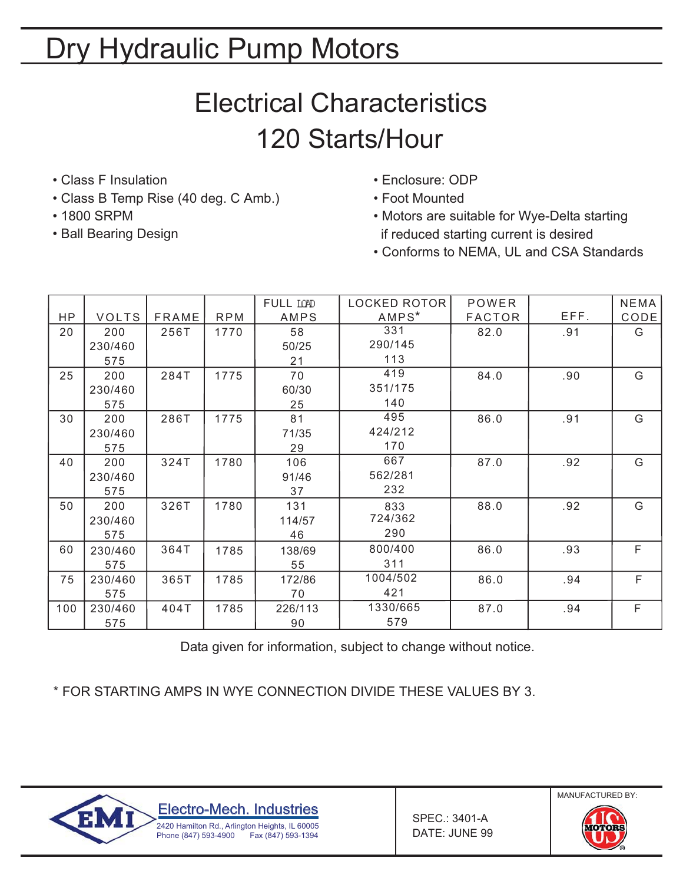# Dry Hydraulic Pump Motors

## Electrical Characteristics
## 120 Starts/Hour

- Class F Insulation
- Class B Temp Rise (40 deg. C Amb.)
- 1800 SRPM
- Ball Bearing Design
- Enclosure: ODP
- Foot Mounted
- Motors are suitable for Wye-Delta starting if reduced starting current is desired
- Conforms to NEMA, UL and CSA Standards

| HP | VOLTS | FRAME | RPM | FULL LOAD AMPS | LOCKED ROTOR AMPS* | POWER FACTOR | EFF. | NEMA CODE |
|---|---|---|---|---|---|---|---|---|
| 20 | 200<br>230/460<br>575 | 256T | 1770 | 58<br>50/25<br>21 | 331<br>290/145<br>113 | 82.0 | .91 | G |
| 25 | 200<br>230/460<br>575 | 284T | 1775 | 70<br>60/30<br>25 | 419<br>351/175<br>140 | 84.0 | .90 | G |
| 30 | 200<br>230/460<br>575 | 286T | 1775 | 81<br>71/35<br>29 | 495<br>424/212<br>170 | 86.0 | .91 | G |
| 40 | 200<br>230/460<br>575 | 324T | 1780 | 106<br>91/46<br>37 | 667<br>562/281<br>232 | 87.0 | .92 | G |
| 50 | 200<br>230/460<br>575 | 326T | 1780 | 131<br>114/57<br>46 | 833<br>724/362<br>290 | 88.0 | .92 | G |
| 60 | 230/460<br>575 | 364T | 1785 | 138/69<br>55 | 800/400<br>311 | 86.0 | .93 | F |
| 75 | 230/460<br>575 | 365T | 1785 | 172/86<br>70 | 1004/502<br>421 | 86.0 | .94 | F |
| 100 | 230/460<br>575 | 404T | 1785 | 226/113<br>90 | 1330/665<br>579 | 87.0 | .94 | F |

Data given for information, subject to change without notice.

* FOR STARTING AMPS IN WYE CONNECTION DIVIDE THESE VALUES BY 3.

Electro-Mech. Industries
2420 Hamilton Rd., Arlington Heights, IL 60005
Phone (847) 593-4900 Fax (847) 593-1394

SPEC.: 3401-A
DATE: JUNE 99

MANUFACTURED BY: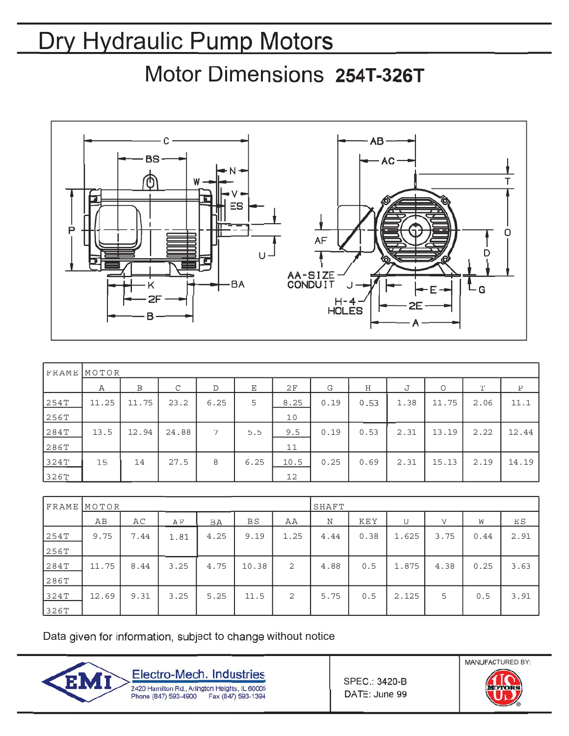# Dry Hydraulic Pump Motors

## Motor Dimensions **254T-326T**

| FRAME | MOTOR | | | | | | | | | | | |
|---|---|---|---|---|---|---|---|---|---|---|---|---|
| | A | B | C | D | E | 2F | G | H | J | O | T | P |
| 254T | 11.25 | 11.75 | 23.2 | 6.25 | 5 | 8.25 | 0.19 | 0.53 | 1.38 | 11.75 | 2.06 | 11.1 |
| 256T | | | | | | 10 | | | | | | |
| 284T | 13.5 | 12.94 | 24.88 | 7 | 5.5 | 9.5 | 0.19 | 0.53 | 2.31 | 13.19 | 2.22 | 12.44 |
| 286T | | | | | | 11 | | | | | | |
| 324T | 15 | 14 | 27.5 | 8 | 6.25 | 10.5 | 0.25 | 0.69 | 2.31 | 15.13 | 2.19 | 14.19 |
| 326T | | | | | | 12 | | | | | | |

| FRAME | MOTOR | | | | | | SHAFT | | | | | |
|---|---|---|---|---|---|---|---|---|---|---|---|---|
| | AB | AC | AF | BA | BS | AA | N | KEY | U | V | W | ES |
| 254T | 9.75 | 7.44 | 1.81 | 4.25 | 9.19 | 1.25 | 4.44 | 0.38 | 1.625 | 3.75 | 0.44 | 2.91 |
| 256T | | | | | | | | | | | | |
| 284T | 11.75 | 8.44 | 3.25 | 4.75 | 10.38 | 2 | 4.88 | 0.5 | 1.875 | 4.38 | 0.25 | 3.63 |
| 286T | | | | | | | | | | | | |
| 324T | 12.69 | 9.31 | 3.25 | 5.25 | 11.5 | 2 | 5.75 | 0.5 | 2.125 | 5 | 0.5 | 3.91 |
| 326T | | | | | | | | | | | | |

Data given for information, subject to change without notice

EMI Electro-Mech. Industries
2420 Hamilton Rd., Arlington Heights, IL 60005
Phone (847) 593-4900 Fax (847) 593-1394

SPEC.: 3420-B
DATE: June 99

MANUFACTURED BY: US MOTORS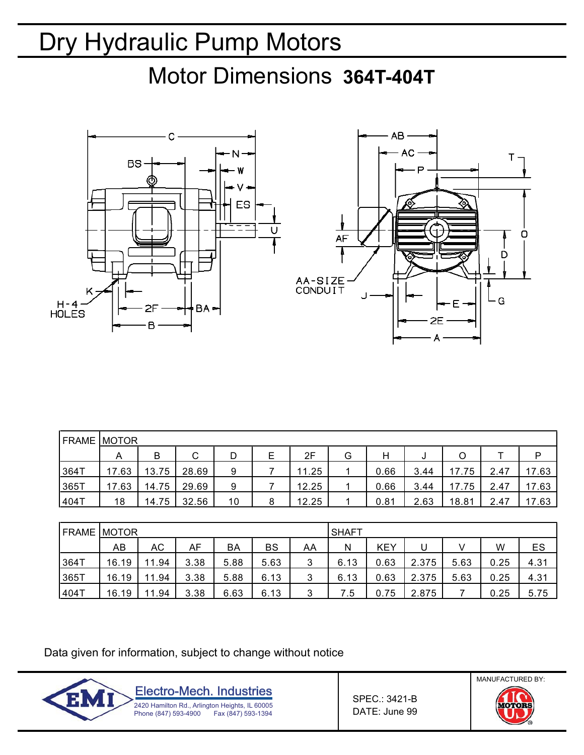# Dry Hydraulic Pump Motors

## Motor Dimensions **364T-404T**

| FRAME | MOTOR | | | | | | | | | | | |
|---|---|---|---|---|---|---|---|---|---|---|---|---|
| | A | B | C | D | E | 2F | G | H | J | O | T | P |
| 364T | 17.63 | 13.75 | 28.69 | 9 | 7 | 11.25 | 1 | 0.66 | 3.44 | 17.75 | 2.47 | 17.63 |
| 365T | 17.63 | 14.75 | 29.69 | 9 | 7 | 12.25 | 1 | 0.66 | 3.44 | 17.75 | 2.47 | 17.63 |
| 404T | 18 | 14.75 | 32.56 | 10 | 8 | 12.25 | 1 | 0.81 | 2.63 | 18.81 | 2.47 | 17.63 |

| FRAME | MOTOR | | | | | | SHAFT | | | | | |
|---|---|---|---|---|---|---|---|---|---|---|---|---|
| | AB | AC | AF | BA | BS | AA | N | KEY | U | V | W | ES |
| 364T | 16.19 | 11.94 | 3.38 | 5.88 | 5.63 | 3 | 6.13 | 0.63 | 2.375 | 5.63 | 0.25 | 4.31 |
| 365T | 16.19 | 11.94 | 3.38 | 5.88 | 6.13 | 3 | 6.13 | 0.63 | 2.375 | 5.63 | 0.25 | 4.31 |
| 404T | 16.19 | 11.94 | 3.38 | 6.63 | 6.13 | 3 | 7.5 | 0.75 | 2.875 | 7 | 0.25 | 5.75 |

Data given for information, subject to change without notice

Electro-Mech. Industries
2420 Hamilton Rd., Arlington Heights, IL 60005
Phone (847) 593-4900 Fax (847) 593-1394

SPEC.: 3421-B
DATE: June 99

MANUFACTURED BY: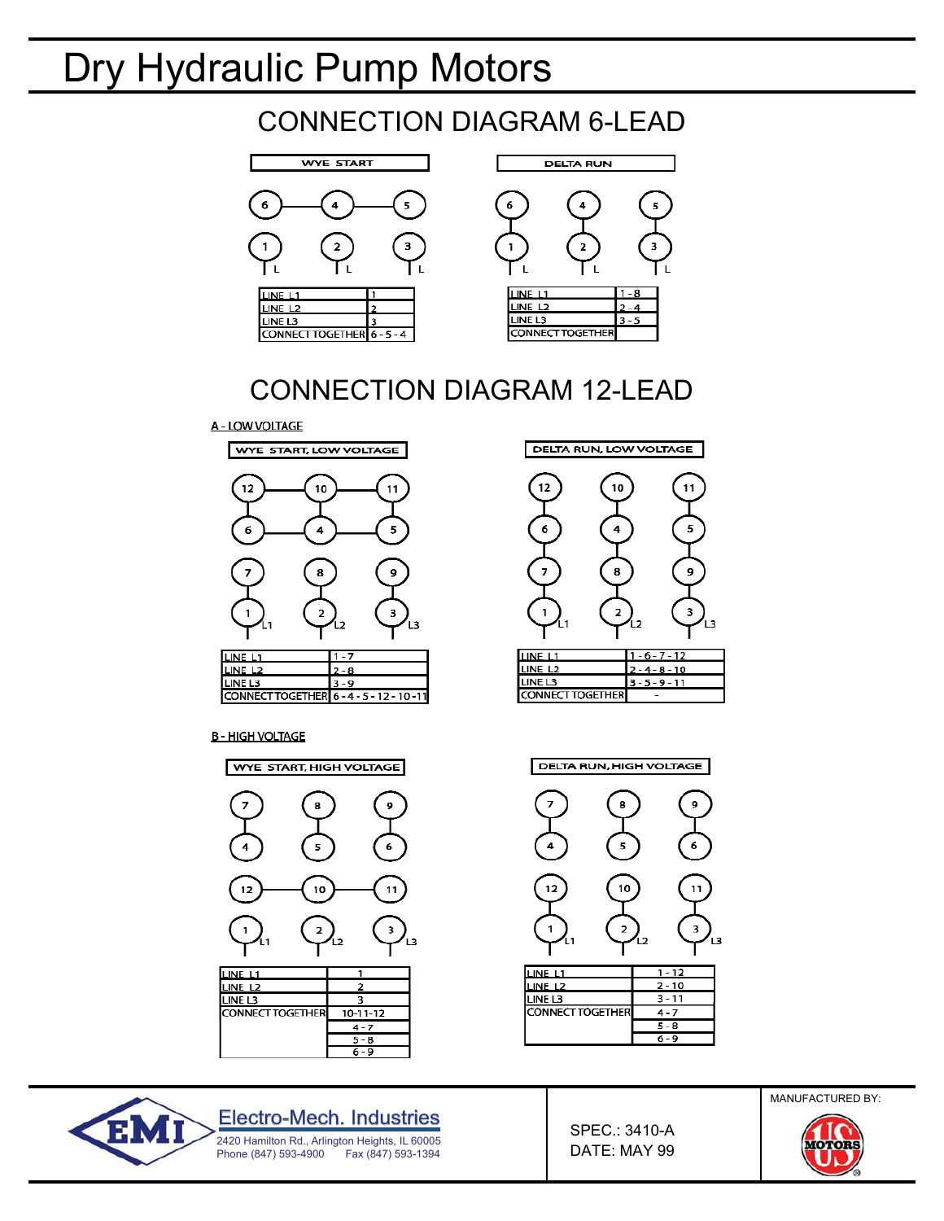# Dry Hydraulic Pump Motors

## CONNECTION DIAGRAM 6-LEAD

WYE START

6 4 5

1 2 3

L L L

| | |
|---|---|
| LINE L1 | 1 |
| LINE L2 | 2 |
| LINE L3 | 3 |
| CONNECT TOGETHER | 6 - 5 - 4 |

DELTA RUN

6 4 5

1 2 3

L L L

| | |
|---|---|
| LINE L1 | 1 - 8 |
| LINE L2 | 2 - 4 |
| LINE L3 | 3 - 5 |
| CONNECT TOGETHER | |

## CONNECTION DIAGRAM 12-LEAD

A - LOW VOLTAGE

WYE START, LOW VOLTAGE

12 10 11

6 4 5

7 8 9

1 2 3

L1 L2 L3

| | |
|---|---|
| LINE L1 | 1 - 7 |
| LINE L2 | 2 - 8 |
| LINE L3 | 3 - 9 |
| CONNECT TOGETHER | 6 - 4 - 5 - 12 - 10 - 11 |

DELTA RUN, LOW VOLTAGE

12 10 11

6 4 5

7 8 9

1 2 3

L1 L2 L3

| | |
|---|---|
| LINE L1 | 1 - 6 - 7 - 12 |
| LINE L2 | 2 - 4 - 8 - 10 |
| LINE L3 | 3 - 5 - 9 - 11 |
| CONNECT TOGETHER | - |

B - HIGH VOLTAGE

WYE START, HIGH VOLTAGE

7 8 9

4 5 6

12 10 11

1 2 3

L1 L2 L3

| | |
|---|---|
| LINE L1 | 1 |
| LINE L2 | 2 |
| LINE L3 | 3 |
| CONNECT TOGETHER | 10-11-12 |
| | 4 - 7 |
| | 5 - 8 |
| | 6 - 9 |

DELTA RUN, HIGH VOLTAGE

7 8 9

4 5 6

12 10 11

1 2 3

L1 L2 L3

| | |
|---|---|
| LINE L1 | 1 - 12 |
| LINE L2 | 2 - 10 |
| LINE L3 | 3 - 11 |
| CONNECT TOGETHER | 4 - 7 |
| | 5 - 8 |
| | 6 - 9 |

EMI

Electro-Mech. Industries

2420 Hamilton Rd., Arlington Heights, IL 60005

Phone (847) 593-4900 Fax (847) 593-1394

SPEC.: 3410-A

DATE: MAY 99

MANUFACTURED BY:

US MOTORS ®